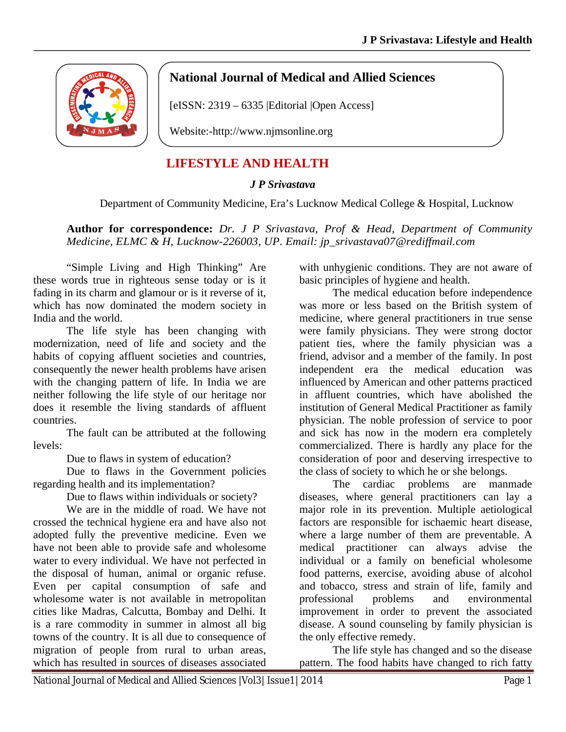**National Journal of Medical and Allied Sciences**

[eISSN: 2319 – 6335 |Editorial |Open Access]

Website:-http://www.njmsonline.org

# LIFESTYLE AND HEALTH

***J P Srivastava***

Department of Community Medicine, Era's Lucknow Medical College & Hospital, Lucknow

**Author for correspondence:** *Dr. J P Srivastava, Prof & Head, Department of Community Medicine, ELMC & H, Lucknow-226003, UP. Email: jp_srivastava07@rediffmail.com*

"Simple Living and High Thinking" Are these words true in righteous sense today or is it fading in its charm and glamour or is it reverse of it, which has now dominated the modern society in India and the world.

The life style has been changing with modernization, need of life and society and the habits of copying affluent societies and countries, consequently the newer health problems have arisen with the changing pattern of life. In India we are neither following the life style of our heritage nor does it resemble the living standards of affluent countries.

The fault can be attributed at the following levels:

Due to flaws in system of education?

Due to flaws in the Government policies regarding health and its implementation?

Due to flaws within individuals or society?

We are in the middle of road. We have not crossed the technical hygiene era and have also not adopted fully the preventive medicine. Even we have not been able to provide safe and wholesome water to every individual. We have not perfected in the disposal of human, animal or organic refuse. Even per capital consumption of safe and wholesome water is not available in metropolitan cities like Madras, Calcutta, Bombay and Delhi. It is a rare commodity in summer in almost all big towns of the country. It is all due to consequence of migration of people from rural to urban areas, which has resulted in sources of diseases associated with unhygienic conditions. They are not aware of basic principles of hygiene and health.

The medical education before independence was more or less based on the British system of medicine, where general practitioners in true sense were family physicians. They were strong doctor patient ties, where the family physician was a friend, advisor and a member of the family. In post independent era the medical education was influenced by American and other patterns practiced in affluent countries, which have abolished the institution of General Medical Practitioner as family physician. The noble profession of service to poor and sick has now in the modern era completely commercialized. There is hardly any place for the consideration of poor and deserving irrespective to the class of society to which he or she belongs.

The cardiac problems are manmade diseases, where general practitioners can lay a major role in its prevention. Multiple aetiological factors are responsible for ischaemic heart disease, where a large number of them are preventable. A medical practitioner can always advise the individual or a family on beneficial wholesome food patterns, exercise, avoiding abuse of alcohol and tobacco, stress and strain of life, family and professional problems and environmental improvement in order to prevent the associated disease. A sound counseling by family physician is the only effective remedy.

The life style has changed and so the disease pattern. The food habits have changed to rich fatty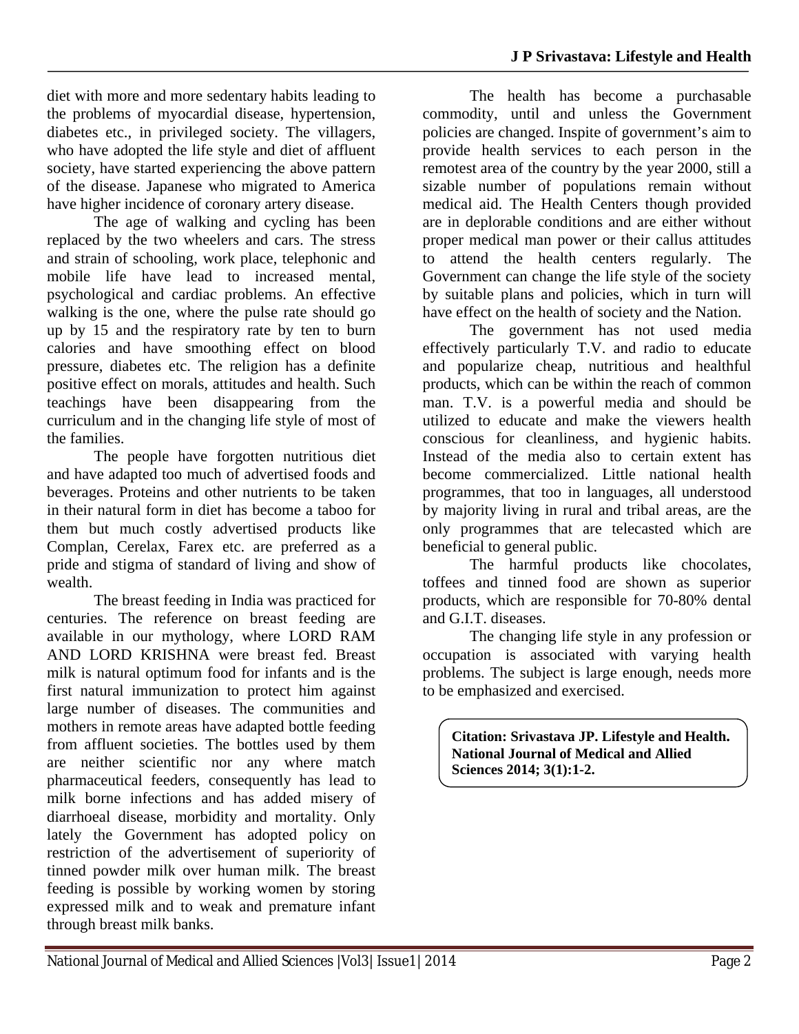diet with more and more sedentary habits leading to the problems of myocardial disease, hypertension, diabetes etc., in privileged society. The villagers, who have adopted the life style and diet of affluent society, have started experiencing the above pattern of the disease. Japanese who migrated to America have higher incidence of coronary artery disease.

The age of walking and cycling has been replaced by the two wheelers and cars. The stress and strain of schooling, work place, telephonic and mobile life have lead to increased mental, psychological and cardiac problems. An effective walking is the one, where the pulse rate should go up by 15 and the respiratory rate by ten to burn calories and have smoothing effect on blood pressure, diabetes etc. The religion has a definite positive effect on morals, attitudes and health. Such teachings have been disappearing from the curriculum and in the changing life style of most of the families.

The people have forgotten nutritious diet and have adapted too much of advertised foods and beverages. Proteins and other nutrients to be taken in their natural form in diet has become a taboo for them but much costly advertised products like Complan, Cerelax, Farex etc. are preferred as a pride and stigma of standard of living and show of wealth.

The breast feeding in India was practiced for centuries. The reference on breast feeding are available in our mythology, where LORD RAM AND LORD KRISHNA were breast fed. Breast milk is natural optimum food for infants and is the first natural immunization to protect him against large number of diseases. The communities and mothers in remote areas have adapted bottle feeding from affluent societies. The bottles used by them are neither scientific nor any where match pharmaceutical feeders, consequently has lead to milk borne infections and has added misery of diarrhoeal disease, morbidity and mortality. Only lately the Government has adopted policy on restriction of the advertisement of superiority of tinned powder milk over human milk. The breast feeding is possible by working women by storing expressed milk and to weak and premature infant through breast milk banks.

The health has become a purchasable commodity, until and unless the Government policies are changed. Inspite of government's aim to provide health services to each person in the remotest area of the country by the year 2000, still a sizable number of populations remain without medical aid. The Health Centers though provided are in deplorable conditions and are either without proper medical man power or their callus attitudes to attend the health centers regularly. The Government can change the life style of the society by suitable plans and policies, which in turn will have effect on the health of society and the Nation.

The government has not used media effectively particularly T.V. and radio to educate and popularize cheap, nutritious and healthful products, which can be within the reach of common man. T.V. is a powerful media and should be utilized to educate and make the viewers health conscious for cleanliness, and hygienic habits. Instead of the media also to certain extent has become commercialized. Little national health programmes, that too in languages, all understood by majority living in rural and tribal areas, are the only programmes that are telecasted which are beneficial to general public.

The harmful products like chocolates, toffees and tinned food are shown as superior products, which are responsible for 70-80% dental and G.I.T. diseases.

The changing life style in any profession or occupation is associated with varying health problems. The subject is large enough, needs more to be emphasized and exercised.

**Citation: Srivastava JP. Lifestyle and Health. National Journal of Medical and Allied Sciences 2014; 3(1):1-2.**